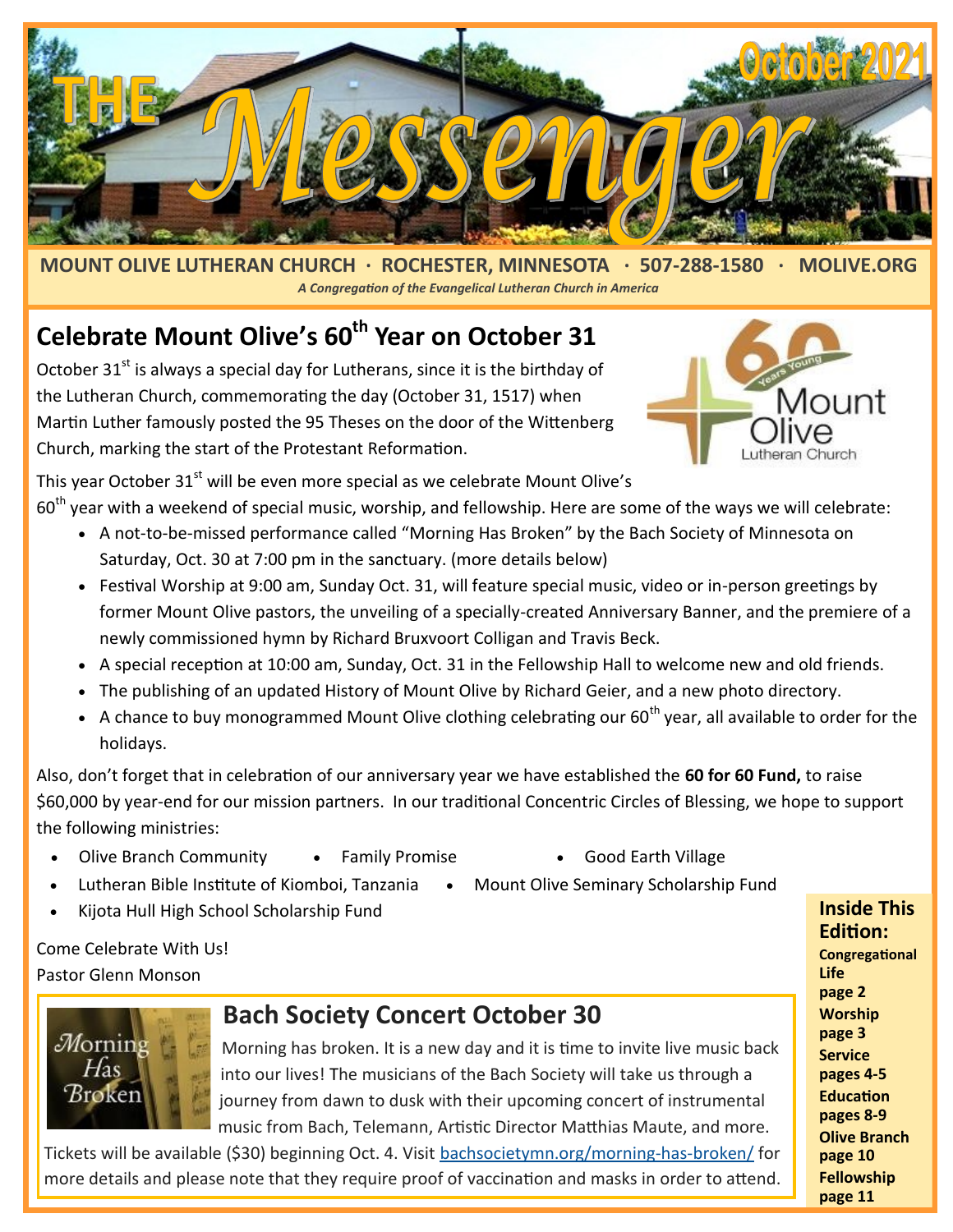# THE Messenger

October 2021

**MOUNT OLIVE LUTHERAN CHURCH · ROCHESTER, MINNESOTA · 507-288-1580 · MOLIVE.ORG**

*A Congregation of the Evangelical Lutheran Church in America*

## Celebrate Mount Olive's 60th Year on October 31

October 31st is always a special day for Lutherans, since it is the birthday of the Lutheran Church, commemorating the day (October 31, 1517) when Martin Luther famously posted the 95 Theses on the door of the Wittenberg Church, marking the start of the Protestant Reformation.

This year October 31st will be even more special as we celebrate Mount Olive's 60th year with a weekend of special music, worship, and fellowship. Here are some of the ways we will celebrate:

- A not-to-be-missed performance called "Morning Has Broken" by the Bach Society of Minnesota on Saturday, Oct. 30 at 7:00 pm in the sanctuary. (more details below)
- Festival Worship at 9:00 am, Sunday Oct. 31, will feature special music, video or in-person greetings by former Mount Olive pastors, the unveiling of a specially-created Anniversary Banner, and the premiere of a newly commissioned hymn by Richard Bruxvoort Colligan and Travis Beck.
- A special reception at 10:00 am, Sunday, Oct. 31 in the Fellowship Hall to welcome new and old friends.
- The publishing of an updated History of Mount Olive by Richard Geier, and a new photo directory.
- A chance to buy monogrammed Mount Olive clothing celebrating our 60th year, all available to order for the holidays.

Also, don't forget that in celebration of our anniversary year we have established the **60 for 60 Fund,** to raise $60,000 by year-end for our mission partners. In our traditional Concentric Circles of Blessing, we hope to support the following ministries:

- Olive Branch Community
- Family Promise
- Good Earth Village
- Lutheran Bible Institute of Kiomboi, Tanzania
- Mount Olive Seminary Scholarship Fund
- Kijota Hull High School Scholarship Fund

Come Celebrate With Us!
Pastor Glenn Monson

## Bach Society Concert October 30

Morning has broken. It is a new day and it is time to invite live music back into our lives! The musicians of the Bach Society will take us through a journey from dawn to dusk with their upcoming concert of instrumental music from Bach, Telemann, Artistic Director Matthias Maute, and more. Tickets will be available ($30) beginning Oct. 4. Visit bachsocietymn.org/morning-has-broken/ for more details and please note that they require proof of vaccination and masks in order to attend.

**Inside This Edition:**

- **Congregational Life** page 2
- **Worship** page 3
- **Service** pages 4-5
- **Education** pages 8-9
- **Olive Branch** page 10
- **Fellowship** page 11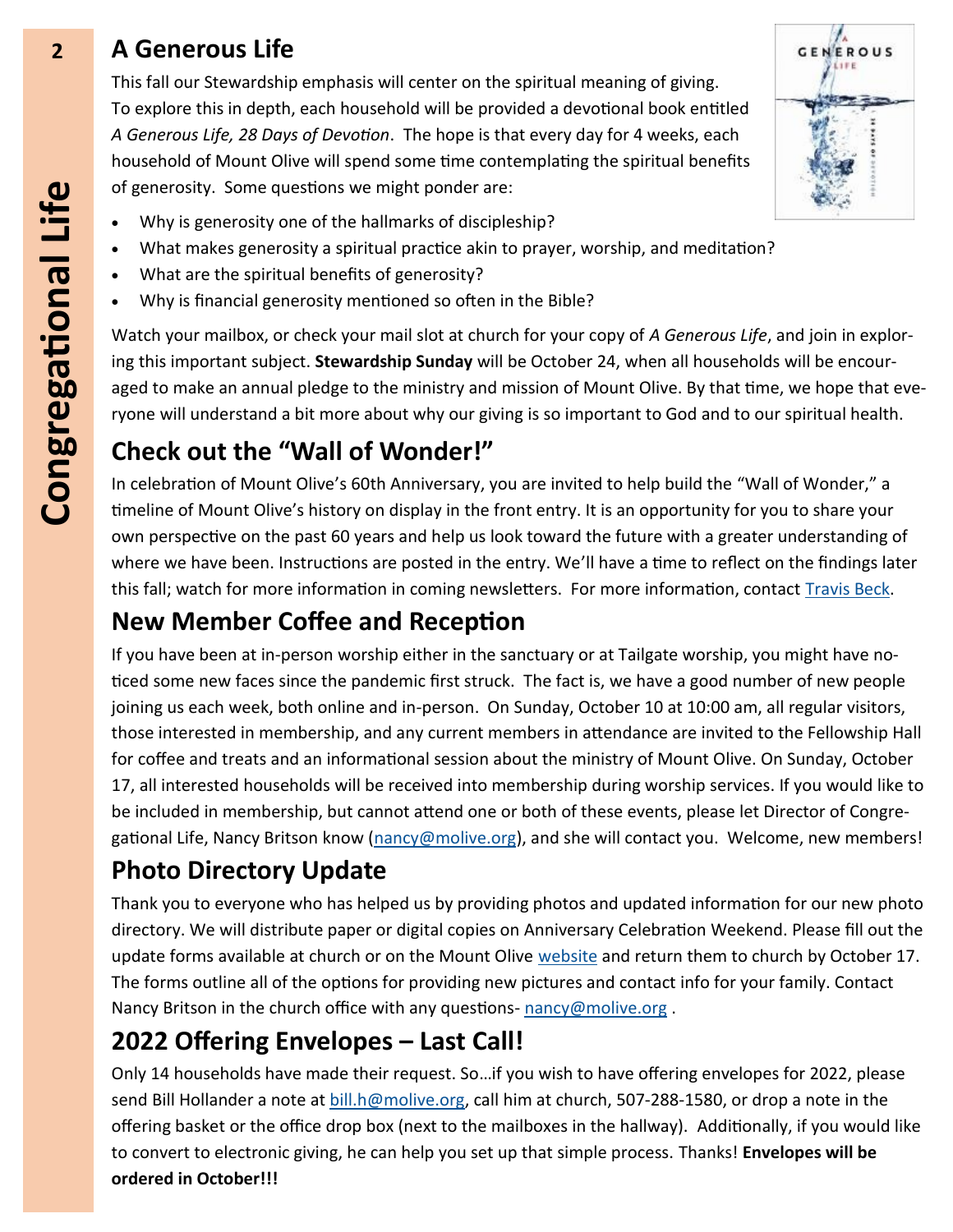## A Generous Life

This fall our Stewardship emphasis will center on the spiritual meaning of giving. To explore this in depth, each household will be provided a devotional book entitled *A Generous Life, 28 Days of Devotion*. The hope is that every day for 4 weeks, each household of Mount Olive will spend some time contemplating the spiritual benefits of generosity. Some questions we might ponder are:

- Why is generosity one of the hallmarks of discipleship?
- What makes generosity a spiritual practice akin to prayer, worship, and meditation?
- What are the spiritual benefits of generosity?
- Why is financial generosity mentioned so often in the Bible?

Watch your mailbox, or check your mail slot at church for your copy of *A Generous Life*, and join in exploring this important subject. **Stewardship Sunday** will be October 24, when all households will be encouraged to make an annual pledge to the ministry and mission of Mount Olive. By that time, we hope that everyone will understand a bit more about why our giving is so important to God and to our spiritual health.

## Check out the "Wall of Wonder!"

In celebration of Mount Olive's 60th Anniversary, you are invited to help build the "Wall of Wonder," a timeline of Mount Olive's history on display in the front entry. It is an opportunity for you to share your own perspective on the past 60 years and help us look toward the future with a greater understanding of where we have been. Instructions are posted in the entry. We'll have a time to reflect on the findings later this fall; watch for more information in coming newsletters. For more information, contact Travis Beck.

## New Member Coffee and Reception

If you have been at in-person worship either in the sanctuary or at Tailgate worship, you might have noticed some new faces since the pandemic first struck. The fact is, we have a good number of new people joining us each week, both online and in-person. On Sunday, October 10 at 10:00 am, all regular visitors, those interested in membership, and any current members in attendance are invited to the Fellowship Hall for coffee and treats and an informational session about the ministry of Mount Olive. On Sunday, October 17, all interested households will be received into membership during worship services. If you would like to be included in membership, but cannot attend one or both of these events, please let Director of Congregational Life, Nancy Britson know (nancy@molive.org), and she will contact you. Welcome, new members!

## Photo Directory Update

Thank you to everyone who has helped us by providing photos and updated information for our new photo directory. We will distribute paper or digital copies on Anniversary Celebration Weekend. Please fill out the update forms available at church or on the Mount Olive website and return them to church by October 17. The forms outline all of the options for providing new pictures and contact info for your family. Contact Nancy Britson in the church office with any questions- nancy@molive.org .

## 2022 Offering Envelopes – Last Call!

Only 14 households have made their request. So…if you wish to have offering envelopes for 2022, please send Bill Hollander a note at bill.h@molive.org, call him at church, 507-288-1580, or drop a note in the offering basket or the office drop box (next to the mailboxes in the hallway). Additionally, if you would like to convert to electronic giving, he can help you set up that simple process. Thanks! **Envelopes will be ordered in October!!!**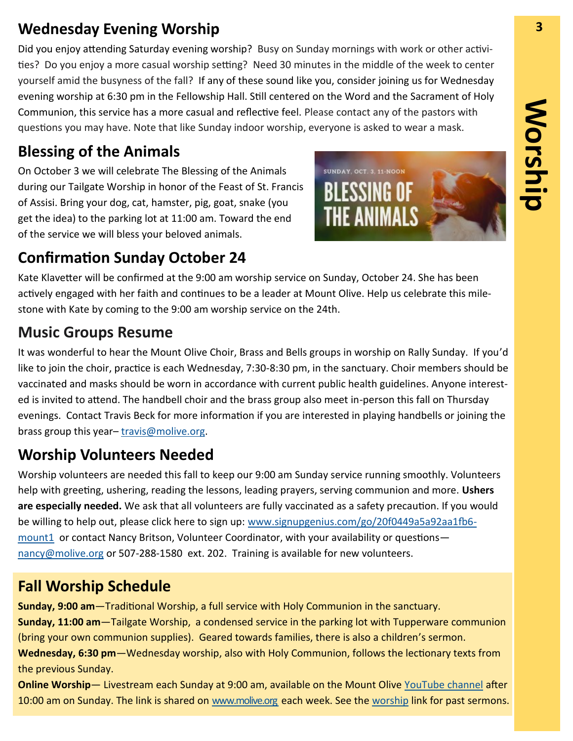## Wednesday Evening Worship

Did you enjoy attending Saturday evening worship? Busy on Sunday mornings with work or other activities? Do you enjoy a more casual worship setting? Need 30 minutes in the middle of the week to center yourself amid the busyness of the fall? If any of these sound like you, consider joining us for Wednesday evening worship at 6:30 pm in the Fellowship Hall. Still centered on the Word and the Sacrament of Holy Communion, this service has a more casual and reflective feel. Please contact any of the pastors with questions you may have. Note that like Sunday indoor worship, everyone is asked to wear a mask.

## Blessing of the Animals

On October 3 we will celebrate The Blessing of the Animals during our Tailgate Worship in honor of the Feast of St. Francis of Assisi. Bring your dog, cat, hamster, pig, goat, snake (you get the idea) to the parking lot at 11:00 am. Toward the end of the service we will bless your beloved animals.

## Confirmation Sunday October 24

Kate Klavetter will be confirmed at the 9:00 am worship service on Sunday, October 24. She has been actively engaged with her faith and continues to be a leader at Mount Olive. Help us celebrate this milestone with Kate by coming to the 9:00 am worship service on the 24th.

## Music Groups Resume

It was wonderful to hear the Mount Olive Choir, Brass and Bells groups in worship on Rally Sunday. If you'd like to join the choir, practice is each Wednesday, 7:30-8:30 pm, in the sanctuary. Choir members should be vaccinated and masks should be worn in accordance with current public health guidelines. Anyone interested is invited to attend. The handbell choir and the brass group also meet in-person this fall on Thursday evenings. Contact Travis Beck for more information if you are interested in playing handbells or joining the brass group this year– travis@molive.org.

## Worship Volunteers Needed

Worship volunteers are needed this fall to keep our 9:00 am Sunday service running smoothly. Volunteers help with greeting, ushering, reading the lessons, leading prayers, serving communion and more. **Ushers are especially needed.** We ask that all volunteers are fully vaccinated as a safety precaution. If you would be willing to help out, please click here to sign up: www.signupgenius.com/go/20f0449a5a92aa1fb6-mount1 or contact Nancy Britson, Volunteer Coordinator, with your availability or questions— nancy@molive.org or 507-288-1580 ext. 202. Training is available for new volunteers.

## Fall Worship Schedule

**Sunday, 9:00 am**—Traditional Worship, a full service with Holy Communion in the sanctuary.

**Sunday, 11:00 am**—Tailgate Worship, a condensed service in the parking lot with Tupperware communion (bring your own communion supplies). Geared towards families, there is also a children's sermon.

**Wednesday, 6:30 pm**—Wednesday worship, also with Holy Communion, follows the lectionary texts from the previous Sunday.

**Online Worship**— Livestream each Sunday at 9:00 am, available on the Mount Olive YouTube channel after 10:00 am on Sunday. The link is shared on www.molive.org each week. See the worship link for past sermons.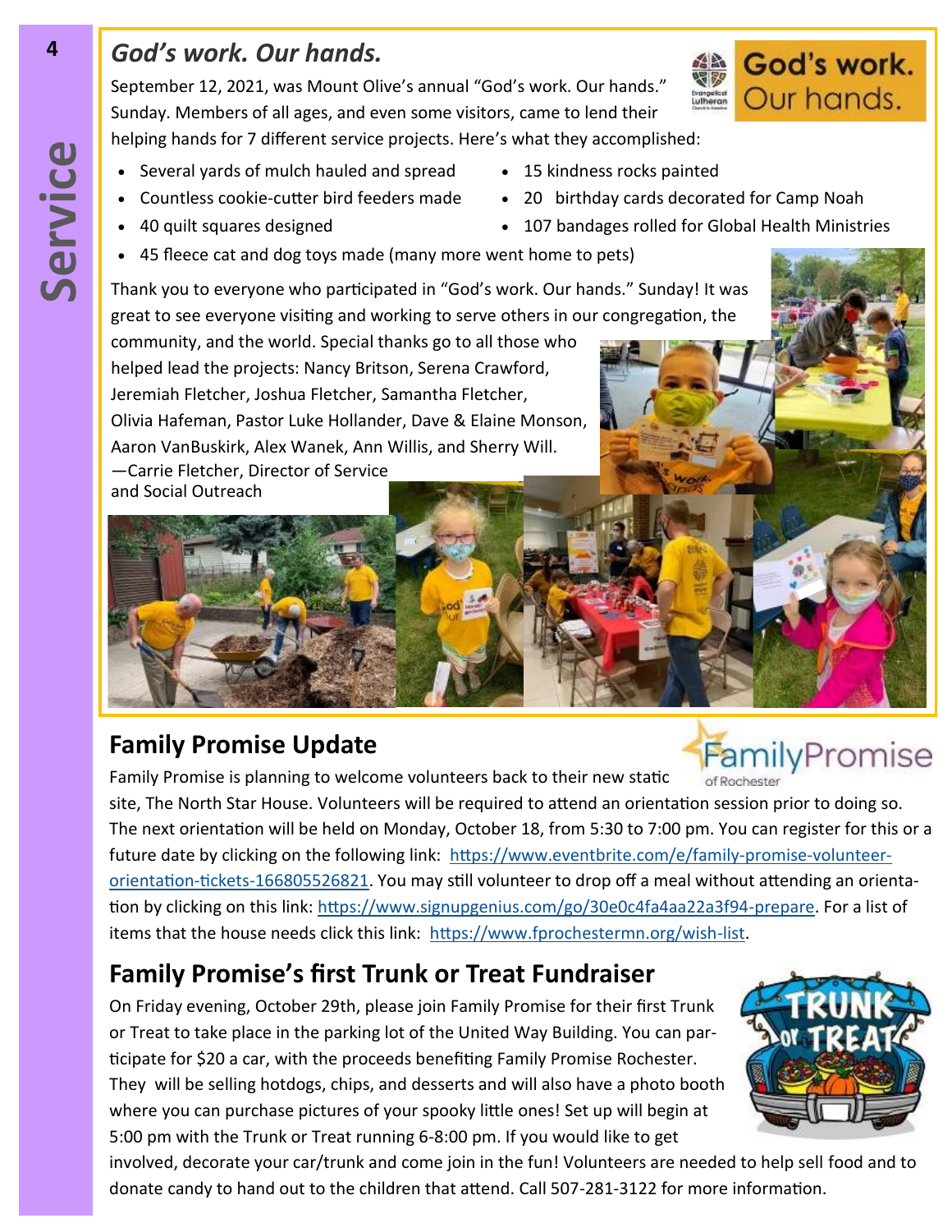## *God's work. Our hands.*

September 12, 2021, was Mount Olive's annual "God's work. Our hands." Sunday. Members of all ages, and even some visitors, came to lend their helping hands for 7 different service projects. Here's what they accomplished:

- Several yards of mulch hauled and spread
- Countless cookie-cutter bird feeders made
- 40 quilt squares designed
- 45 fleece cat and dog toys made (many more went home to pets)
- 15 kindness rocks painted
- 20 birthday cards decorated for Camp Noah
- 107 bandages rolled for Global Health Ministries

Thank you to everyone who participated in "God's work. Our hands." Sunday! It was great to see everyone visiting and working to serve others in our congregation, the community, and the world. Special thanks go to all those who helped lead the projects: Nancy Britson, Serena Crawford, Jeremiah Fletcher, Joshua Fletcher, Samantha Fletcher, Olivia Hafeman, Pastor Luke Hollander, Dave & Elaine Monson, Aaron VanBuskirk, Alex Wanek, Ann Willis, and Sherry Will.

—Carrie Fletcher, Director of Service and Social Outreach

## Family Promise Update

Family Promise is planning to welcome volunteers back to their new static site, The North Star House. Volunteers will be required to attend an orientation session prior to doing so. The next orientation will be held on Monday, October 18, from 5:30 to 7:00 pm. You can register for this or a future date by clicking on the following link: https://www.eventbrite.com/e/family-promise-volunteer-orientation-tickets-166805526821. You may still volunteer to drop off a meal without attending an orientation by clicking on this link: https://www.signupgenius.com/go/30e0c4fa4aa22a3f94-prepare. For a list of items that the house needs click this link: https://www.fprochestermn.org/wish-list.

## Family Promise's first Trunk or Treat Fundraiser

On Friday evening, October 29th, please join Family Promise for their first Trunk or Treat to take place in the parking lot of the United Way Building. You can participate for $20 a car, with the proceeds benefiting Family Promise Rochester. They will be selling hotdogs, chips, and desserts and will also have a photo booth where you can purchase pictures of your spooky little ones! Set up will begin at 5:00 pm with the Trunk or Treat running 6-8:00 pm. If you would like to get involved, decorate your car/trunk and come join in the fun! Volunteers are needed to help sell food and to donate candy to hand out to the children that attend. Call 507-281-3122 for more information.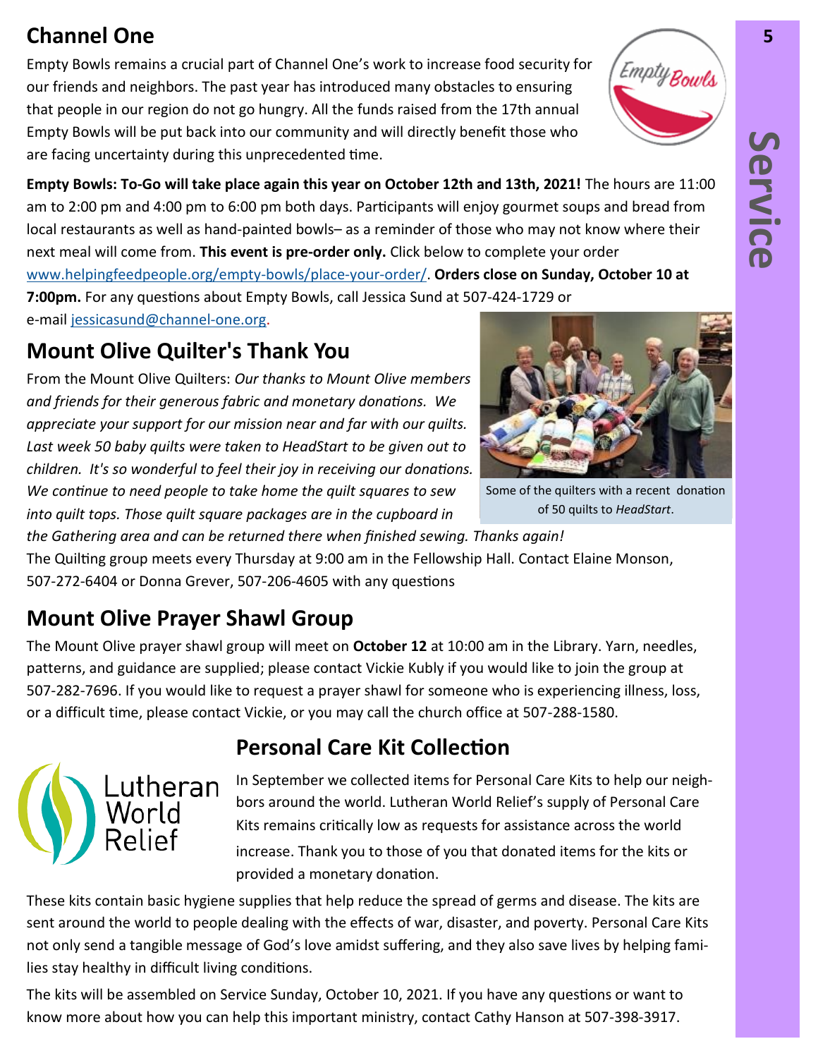## Channel One

Empty Bowls remains a crucial part of Channel One's work to increase food security for our friends and neighbors. The past year has introduced many obstacles to ensuring that people in our region do not go hungry. All the funds raised from the 17th annual Empty Bowls will be put back into our community and will directly benefit those who are facing uncertainty during this unprecedented time.

**Empty Bowls: To-Go will take place again this year on October 12th and 13th, 2021!** The hours are 11:00 am to 2:00 pm and 4:00 pm to 6:00 pm both days. Participants will enjoy gourmet soups and bread from local restaurants as well as hand-painted bowls– as a reminder of those who may not know where their next meal will come from. **This event is pre-order only.** Click below to complete your order www.helpingfeedpeople.org/empty-bowls/place-your-order/. **Orders close on Sunday, October 10 at 7:00pm.** For any questions about Empty Bowls, call Jessica Sund at 507-424-1729 or e-mail jessicasund@channel-one.org.

## Mount Olive Quilter's Thank You

From the Mount Olive Quilters: *Our thanks to Mount Olive members and friends for their generous fabric and monetary donations. We appreciate your support for our mission near and far with our quilts. Last week 50 baby quilts were taken to HeadStart to be given out to children. It's so wonderful to feel their joy in receiving our donations. We continue to need people to take home the quilt squares to sew into quilt tops. Those quilt square packages are in the cupboard in the Gathering area and can be returned there when finished sewing. Thanks again!*

Some of the quilters with a recent donation of 50 quilts to *HeadStart*.

The Quilting group meets every Thursday at 9:00 am in the Fellowship Hall. Contact Elaine Monson, 507-272-6404 or Donna Grever, 507-206-4605 with any questions

## Mount Olive Prayer Shawl Group

The Mount Olive prayer shawl group will meet on **October 12** at 10:00 am in the Library. Yarn, needles, patterns, and guidance are supplied; please contact Vickie Kubly if you would like to join the group at 507-282-7696. If you would like to request a prayer shawl for someone who is experiencing illness, loss, or a difficult time, please contact Vickie, or you may call the church office at 507-288-1580.

## Personal Care Kit Collection

In September we collected items for Personal Care Kits to help our neighbors around the world. Lutheran World Relief's supply of Personal Care Kits remains critically low as requests for assistance across the world increase. Thank you to those of you that donated items for the kits or provided a monetary donation.

These kits contain basic hygiene supplies that help reduce the spread of germs and disease. The kits are sent around the world to people dealing with the effects of war, disaster, and poverty. Personal Care Kits not only send a tangible message of God's love amidst suffering, and they also save lives by helping families stay healthy in difficult living conditions.

The kits will be assembled on Service Sunday, October 10, 2021. If you have any questions or want to know more about how you can help this important ministry, contact Cathy Hanson at 507-398-3917.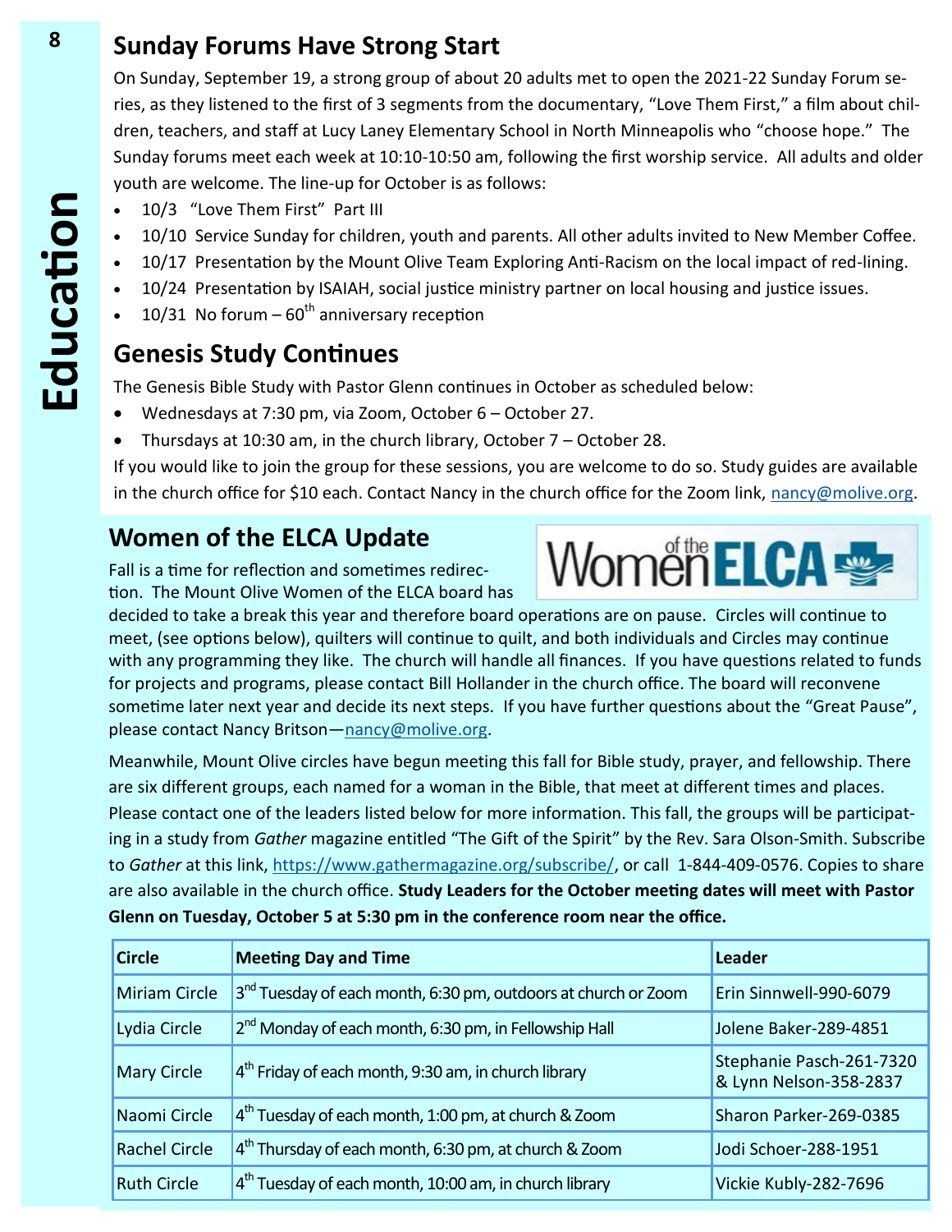## Sunday Forums Have Strong Start

On Sunday, September 19, a strong group of about 20 adults met to open the 2021-22 Sunday Forum series, as they listened to the first of 3 segments from the documentary, "Love Them First," a film about children, teachers, and staff at Lucy Laney Elementary School in North Minneapolis who "choose hope." The Sunday forums meet each week at 10:10-10:50 am, following the first worship service. All adults and older youth are welcome. The line-up for October is as follows:

- 10/3 "Love Them First" Part III
- 10/10 Service Sunday for children, youth and parents. All other adults invited to New Member Coffee.
- 10/17 Presentation by the Mount Olive Team Exploring Anti-Racism on the local impact of red-lining.
- 10/24 Presentation by ISAIAH, social justice ministry partner on local housing and justice issues.
- 10/31 No forum – 60th anniversary reception

## Genesis Study Continues

The Genesis Bible Study with Pastor Glenn continues in October as scheduled below:

- Wednesdays at 7:30 pm, via Zoom, October 6 – October 27.
- Thursdays at 10:30 am, in the church library, October 7 – October 28.

If you would like to join the group for these sessions, you are welcome to do so. Study guides are available in the church office for $10 each. Contact Nancy in the church office for the Zoom link, nancy@molive.org.

## Women of the ELCA Update

Fall is a time for reflection and sometimes redirection. The Mount Olive Women of the ELCA board has decided to take a break this year and therefore board operations are on pause. Circles will continue to meet, (see options below), quilters will continue to quilt, and both individuals and Circles may continue with any programming they like. The church will handle all finances. If you have questions related to funds for projects and programs, please contact Bill Hollander in the church office. The board will reconvene sometime later next year and decide its next steps. If you have further questions about the "Great Pause", please contact Nancy Britson—nancy@molive.org.

Meanwhile, Mount Olive circles have begun meeting this fall for Bible study, prayer, and fellowship. There are six different groups, each named for a woman in the Bible, that meet at different times and places. Please contact one of the leaders listed below for more information. This fall, the groups will be participating in a study from *Gather* magazine entitled "The Gift of the Spirit" by the Rev. Sara Olson-Smith. Subscribe to *Gather* at this link, https://www.gathermagazine.org/subscribe/, or call 1-844-409-0576. Copies to share are also available in the church office. **Study Leaders for the October meeting dates will meet with Pastor Glenn on Tuesday, October 5 at 5:30 pm in the conference room near the office.**

| Circle | Meeting Day and Time | Leader |
|---|---|---|
| Miriam Circle | 3rd Tuesday of each month, 6:30 pm, outdoors at church or Zoom | Erin Sinnwell-990-6079 |
| Lydia Circle | 2nd Monday of each month, 6:30 pm, in Fellowship Hall | Jolene Baker-289-4851 |
| Mary Circle | 4th Friday of each month, 9:30 am, in church library | Stephanie Pasch-261-7320 & Lynn Nelson-358-2837 |
| Naomi Circle | 4th Tuesday of each month, 1:00 pm, at church & Zoom | Sharon Parker-269-0385 |
| Rachel Circle | 4th Thursday of each month, 6:30 pm, at church & Zoom | Jodi Schoer-288-1951 |
| Ruth Circle | 4th Tuesday of each month, 10:00 am, in church library | Vickie Kubly-282-7696 |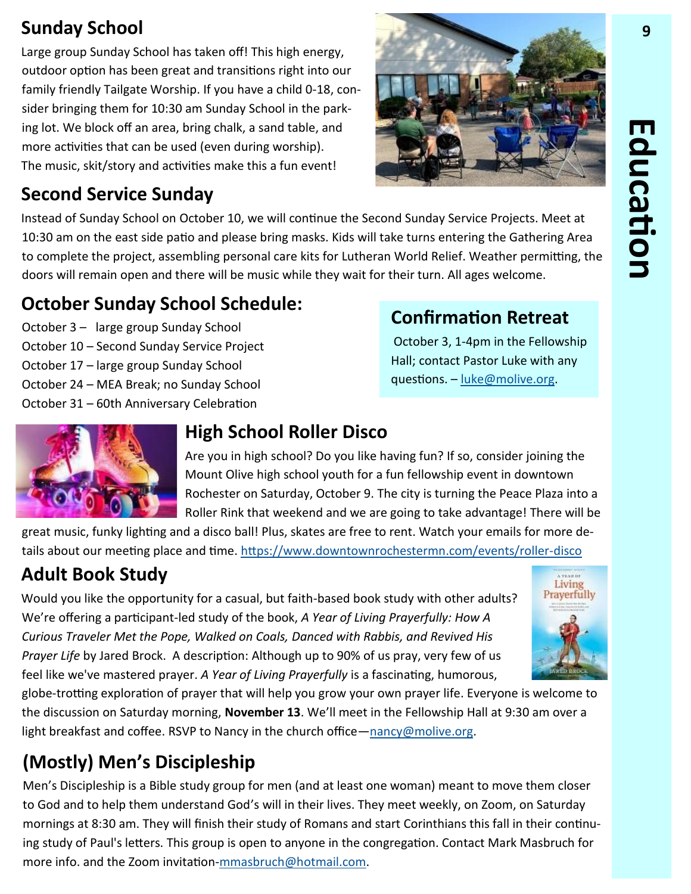## Sunday School

Large group Sunday School has taken off! This high energy, outdoor option has been great and transitions right into our family friendly Tailgate Worship. If you have a child 0-18, consider bringing them for 10:30 am Sunday School in the parking lot. We block off an area, bring chalk, a sand table, and more activities that can be used (even during worship). The music, skit/story and activities make this a fun event!

## Second Service Sunday

Instead of Sunday School on October 10, we will continue the Second Sunday Service Projects. Meet at 10:30 am on the east side patio and please bring masks. Kids will take turns entering the Gathering Area to complete the project, assembling personal care kits for Lutheran World Relief. Weather permitting, the doors will remain open and there will be music while they wait for their turn. All ages welcome.

## October Sunday School Schedule:

October 3 – large group Sunday School
October 10 – Second Sunday Service Project
October 17 – large group Sunday School
October 24 – MEA Break; no Sunday School
October 31 – 60th Anniversary Celebration

## Confirmation Retreat

October 3, 1-4pm in the Fellowship Hall; contact Pastor Luke with any questions. – luke@molive.org.

## High School Roller Disco

Are you in high school? Do you like having fun? If so, consider joining the Mount Olive high school youth for a fun fellowship event in downtown Rochester on Saturday, October 9. The city is turning the Peace Plaza into a Roller Rink that weekend and we are going to take advantage! There will be great music, funky lighting and a disco ball! Plus, skates are free to rent. Watch your emails for more details about our meeting place and time. https://www.downtownrochestermn.com/events/roller-disco

## Adult Book Study

Would you like the opportunity for a casual, but faith-based book study with other adults? We're offering a participant-led study of the book, *A Year of Living Prayerfully: How A Curious Traveler Met the Pope, Walked on Coals, Danced with Rabbis, and Revived His Prayer Life* by Jared Brock. A description: Although up to 90% of us pray, very few of us feel like we've mastered prayer. *A Year of Living Prayerfully* is a fascinating, humorous, globe-trotting exploration of prayer that will help you grow your own prayer life. Everyone is welcome to the discussion on Saturday morning, **November 13**. We'll meet in the Fellowship Hall at 9:30 am over a light breakfast and coffee. RSVP to Nancy in the church office—nancy@molive.org.

## (Mostly) Men's Discipleship

Men's Discipleship is a Bible study group for men (and at least one woman) meant to move them closer to God and to help them understand God's will in their lives. They meet weekly, on Zoom, on Saturday mornings at 8:30 am. They will finish their study of Romans and start Corinthians this fall in their continuing study of Paul's letters. This group is open to anyone in the congregation. Contact Mark Masbruch for more info. and the Zoom invitation-mmasbruch@hotmail.com.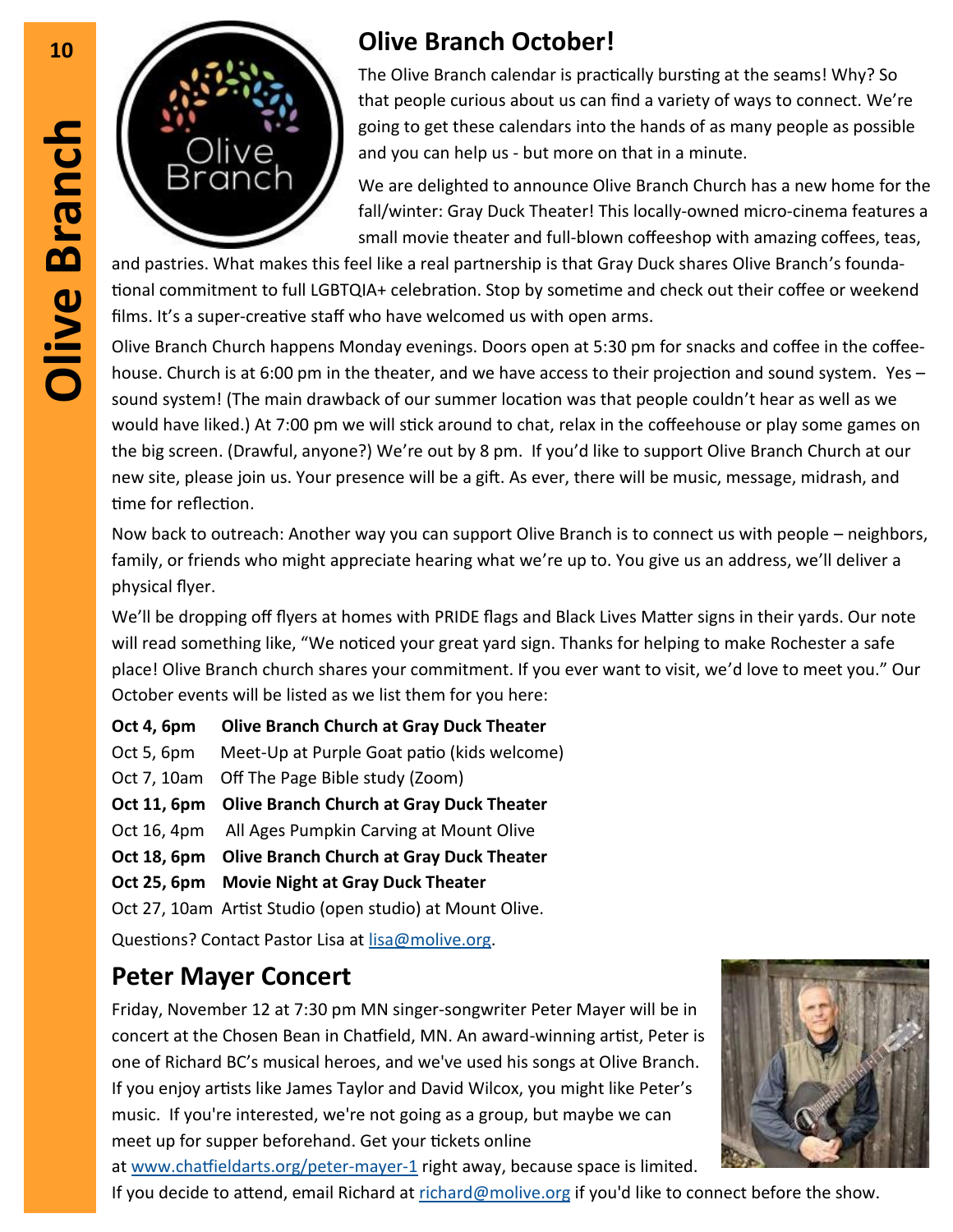## Olive Branch October!

The Olive Branch calendar is practically bursting at the seams! Why? So that people curious about us can find a variety of ways to connect. We're going to get these calendars into the hands of as many people as possible and you can help us - but more on that in a minute.

We are delighted to announce Olive Branch Church has a new home for the fall/winter: Gray Duck Theater! This locally-owned micro-cinema features a small movie theater and full-blown coffeeshop with amazing coffees, teas, and pastries. What makes this feel like a real partnership is that Gray Duck shares Olive Branch's foundational commitment to full LGBTQIA+ celebration. Stop by sometime and check out their coffee or weekend films. It's a super-creative staff who have welcomed us with open arms.

Olive Branch Church happens Monday evenings. Doors open at 5:30 pm for snacks and coffee in the coffeehouse. Church is at 6:00 pm in the theater, and we have access to their projection and sound system. Yes – sound system! (The main drawback of our summer location was that people couldn't hear as well as we would have liked.) At 7:00 pm we will stick around to chat, relax in the coffeehouse or play some games on the big screen. (Drawful, anyone?) We're out by 8 pm. If you'd like to support Olive Branch Church at our new site, please join us. Your presence will be a gift. As ever, there will be music, message, midrash, and time for reflection.

Now back to outreach: Another way you can support Olive Branch is to connect us with people – neighbors, family, or friends who might appreciate hearing what we're up to. You give us an address, we'll deliver a physical flyer.

We'll be dropping off flyers at homes with PRIDE flags and Black Lives Matter signs in their yards. Our note will read something like, "We noticed your great yard sign. Thanks for helping to make Rochester a safe place! Olive Branch church shares your commitment. If you ever want to visit, we'd love to meet you." Our October events will be listed as we list them for you here:

**Oct 4, 6pm Olive Branch Church at Gray Duck Theater**
Oct 5, 6pm Meet-Up at Purple Goat patio (kids welcome)
Oct 7, 10am Off The Page Bible study (Zoom)
**Oct 11, 6pm Olive Branch Church at Gray Duck Theater**
Oct 16, 4pm All Ages Pumpkin Carving at Mount Olive
**Oct 18, 6pm Olive Branch Church at Gray Duck Theater**
**Oct 25, 6pm Movie Night at Gray Duck Theater**
Oct 27, 10am Artist Studio (open studio) at Mount Olive.

Questions? Contact Pastor Lisa at lisa@molive.org.

## Peter Mayer Concert

Friday, November 12 at 7:30 pm MN singer-songwriter Peter Mayer will be in concert at the Chosen Bean in Chatfield, MN. An award-winning artist, Peter is one of Richard BC's musical heroes, and we've used his songs at Olive Branch. If you enjoy artists like James Taylor and David Wilcox, you might like Peter's music. If you're interested, we're not going as a group, but maybe we can meet up for supper beforehand. Get your tickets online at www.chatfieldarts.org/peter-mayer-1 right away, because space is limited. If you decide to attend, email Richard at richard@molive.org if you'd like to connect before the show.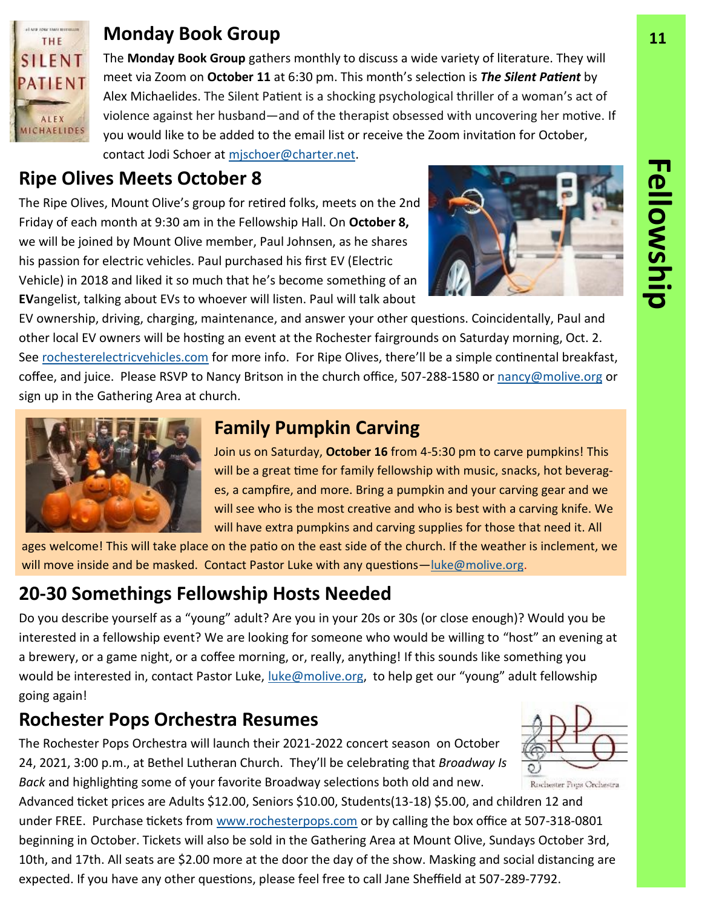## Monday Book Group

The **Monday Book Group** gathers monthly to discuss a wide variety of literature. They will meet via Zoom on **October 11** at 6:30 pm. This month's selection is ***The Silent Patient*** by Alex Michaelides. The Silent Patient is a shocking psychological thriller of a woman's act of violence against her husband—and of the therapist obsessed with uncovering her motive. If you would like to be added to the email list or receive the Zoom invitation for October, contact Jodi Schoer at mjschoer@charter.net.

## Ripe Olives Meets October 8

The Ripe Olives, Mount Olive's group for retired folks, meets on the 2nd Friday of each month at 9:30 am in the Fellowship Hall. On **October 8,** we will be joined by Mount Olive member, Paul Johnsen, as he shares his passion for electric vehicles. Paul purchased his first EV (Electric Vehicle) in 2018 and liked it so much that he's become something of an **EV**angelist, talking about EVs to whoever will listen. Paul will talk about EV ownership, driving, charging, maintenance, and answer your other questions. Coincidentally, Paul and other local EV owners will be hosting an event at the Rochester fairgrounds on Saturday morning, Oct. 2. See rochesterelectricvehicles.com for more info. For Ripe Olives, there'll be a simple continental breakfast, coffee, and juice. Please RSVP to Nancy Britson in the church office, 507-288-1580 or nancy@molive.org or sign up in the Gathering Area at church.

## Family Pumpkin Carving

Join us on Saturday, **October 16** from 4-5:30 pm to carve pumpkins! This will be a great time for family fellowship with music, snacks, hot beverages, a campfire, and more. Bring a pumpkin and your carving gear and we will see who is the most creative and who is best with a carving knife. We will have extra pumpkins and carving supplies for those that need it. All ages welcome! This will take place on the patio on the east side of the church. If the weather is inclement, we will move inside and be masked. Contact Pastor Luke with any questions—luke@molive.org.

## 20-30 Somethings Fellowship Hosts Needed

Do you describe yourself as a "young" adult? Are you in your 20s or 30s (or close enough)? Would you be interested in a fellowship event? We are looking for someone who would be willing to "host" an evening at a brewery, or a game night, or a coffee morning, or, really, anything! If this sounds like something you would be interested in, contact Pastor Luke, luke@molive.org, to help get our "young" adult fellowship going again!

## Rochester Pops Orchestra Resumes

The Rochester Pops Orchestra will launch their 2021-2022 concert season on October 24, 2021, 3:00 p.m., at Bethel Lutheran Church. They'll be celebrating that *Broadway Is Back* and highlighting some of your favorite Broadway selections both old and new. Advanced ticket prices are Adults $12.00, Seniors $10.00, Students(13-18) $5.00, and children 12 and under FREE. Purchase tickets from www.rochesterpops.com or by calling the box office at 507-318-0801 beginning in October. Tickets will also be sold in the Gathering Area at Mount Olive, Sundays October 3rd, 10th, and 17th. All seats are $2.00 more at the door the day of the show. Masking and social distancing are expected. If you have any other questions, please feel free to call Jane Sheffield at 507-289-7792.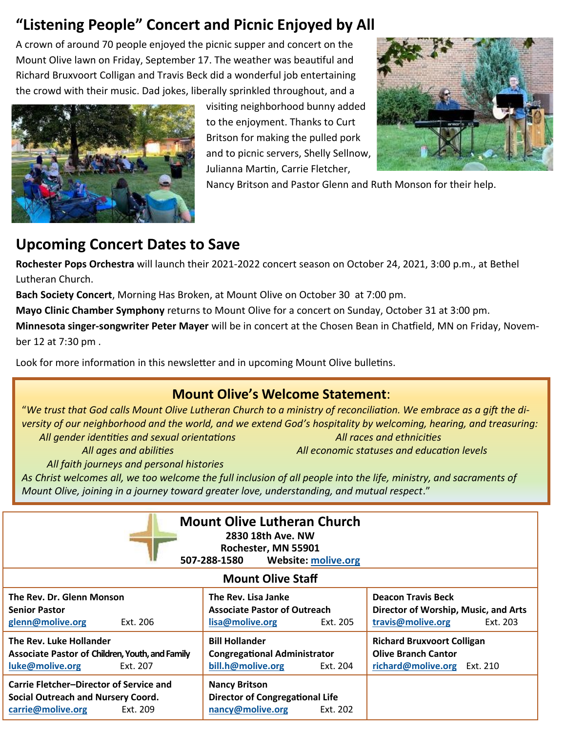## "Listening People" Concert and Picnic Enjoyed by All

A crown of around 70 people enjoyed the picnic supper and concert on the Mount Olive lawn on Friday, September 17. The weather was beautiful and Richard Bruxvoort Colligan and Travis Beck did a wonderful job entertaining the crowd with their music. Dad jokes, liberally sprinkled throughout, and a visiting neighborhood bunny added to the enjoyment. Thanks to Curt Britson for making the pulled pork and to picnic servers, Shelly Sellnow, Julianna Martin, Carrie Fletcher, Nancy Britson and Pastor Glenn and Ruth Monson for their help.

## Upcoming Concert Dates to Save

**Rochester Pops Orchestra** will launch their 2021-2022 concert season on October 24, 2021, 3:00 p.m., at Bethel Lutheran Church.

**Bach Society Concert**, Morning Has Broken, at Mount Olive on October 30 at 7:00 pm.

**Mayo Clinic Chamber Symphony** returns to Mount Olive for a concert on Sunday, October 31 at 3:00 pm.

**Minnesota singer-songwriter Peter Mayer** will be in concert at the Chosen Bean in Chatfield, MN on Friday, November 12 at 7:30 pm .

Look for more information in this newsletter and in upcoming Mount Olive bulletins.

### Mount Olive's Welcome Statement:

"*We trust that God calls Mount Olive Lutheran Church to a ministry of reconciliation. We embrace as a gift the diversity of our neighborhood and the world, and we extend God's hospitality by welcoming, hearing, and treasuring:*

*All gender identities and sexual orientations*
*All races and ethnicities*
*All ages and abilities*
*All economic statuses and education levels*
*All faith journeys and personal histories*

*As Christ welcomes all, we too welcome the full inclusion of all people into the life, ministry, and sacraments of Mount Olive, joining in a journey toward greater love, understanding, and mutual respect*."

**Mount Olive Lutheran Church**
**2830 18th Ave. NW**
**Rochester, MN 55901**
**507-288-1580 Website: molive.org**

### Mount Olive Staff

| | | |
|---|---|---|
| **The Rev. Dr. Glenn Monson**<br>**Senior Pastor**<br>**glenn@molive.org** Ext. 206 | **The Rev. Lisa Janke**<br>**Associate Pastor of Outreach**<br>**lisa@molive.org** Ext. 205 | **Deacon Travis Beck**<br>**Director of Worship, Music, and Arts**<br>**travis@molive.org** Ext. 203 |
| **The Rev. Luke Hollander**<br>**Associate Pastor of Children, Youth, and Family**<br>**luke@molive.org** Ext. 207 | **Bill Hollander**<br>**Congregational Administrator**<br>**bill.h@molive.org** Ext. 204 | **Richard Bruxvoort Colligan**<br>**Olive Branch Cantor**<br>**richard@molive.org** Ext. 210 |
| **Carrie Fletcher–Director of Service and Social Outreach and Nursery Coord.**<br>**carrie@molive.org** Ext. 209 | **Nancy Britson**<br>**Director of Congregational Life**<br>**nancy@molive.org** Ext. 202 | |